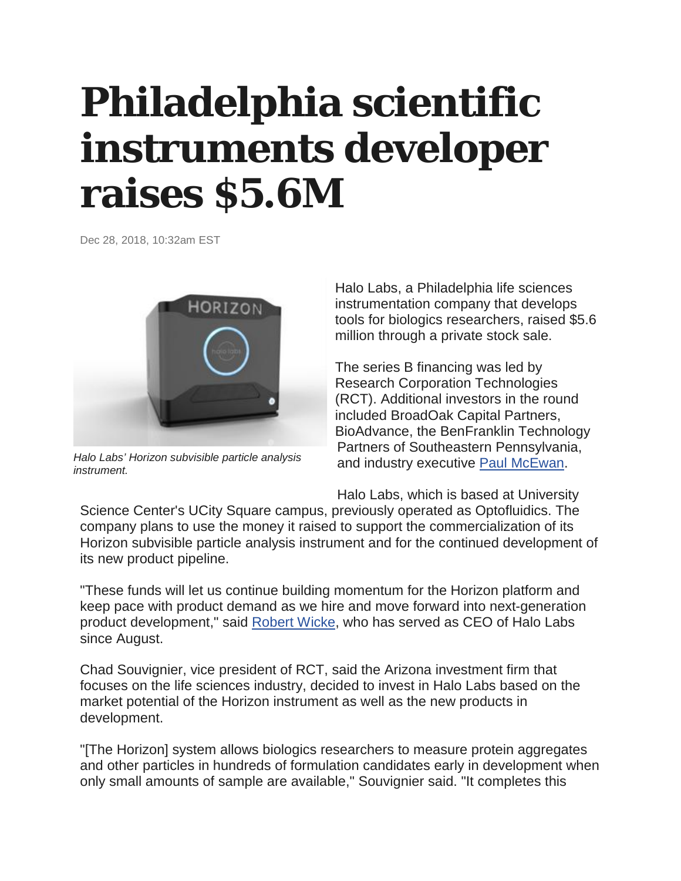# Philadelphia scientific instruments developer raises $5.6M

Dec 28, 2018, 10:32am EST

*Halo Labs' Horizon subvisible particle analysis instrument.*

Halo Labs, a Philadelphia life sciences instrumentation company that develops tools for biologics researchers, raised $5.6 million through a private stock sale.

The series B financing was led by Research Corporation Technologies (RCT). Additional investors in the round included BroadOak Capital Partners, BioAdvance, the BenFranklin Technology Partners of Southeastern Pennsylvania, and industry executive Paul McEwan.

Halo Labs, which is based at University Science Center's UCity Square campus, previously operated as Optofluidics. The company plans to use the money it raised to support the commercialization of its Horizon subvisible particle analysis instrument and for the continued development of its new product pipeline.

"These funds will let us continue building momentum for the Horizon platform and keep pace with product demand as we hire and move forward into next-generation product development," said Robert Wicke, who has served as CEO of Halo Labs since August.

Chad Souvignier, vice president of RCT, said the Arizona investment firm that focuses on the life sciences industry, decided to invest in Halo Labs based on the market potential of the Horizon instrument as well as the new products in development.

"[The Horizon] system allows biologics researchers to measure protein aggregates and other particles in hundreds of formulation candidates early in development when only small amounts of sample are available," Souvignier said. "It completes this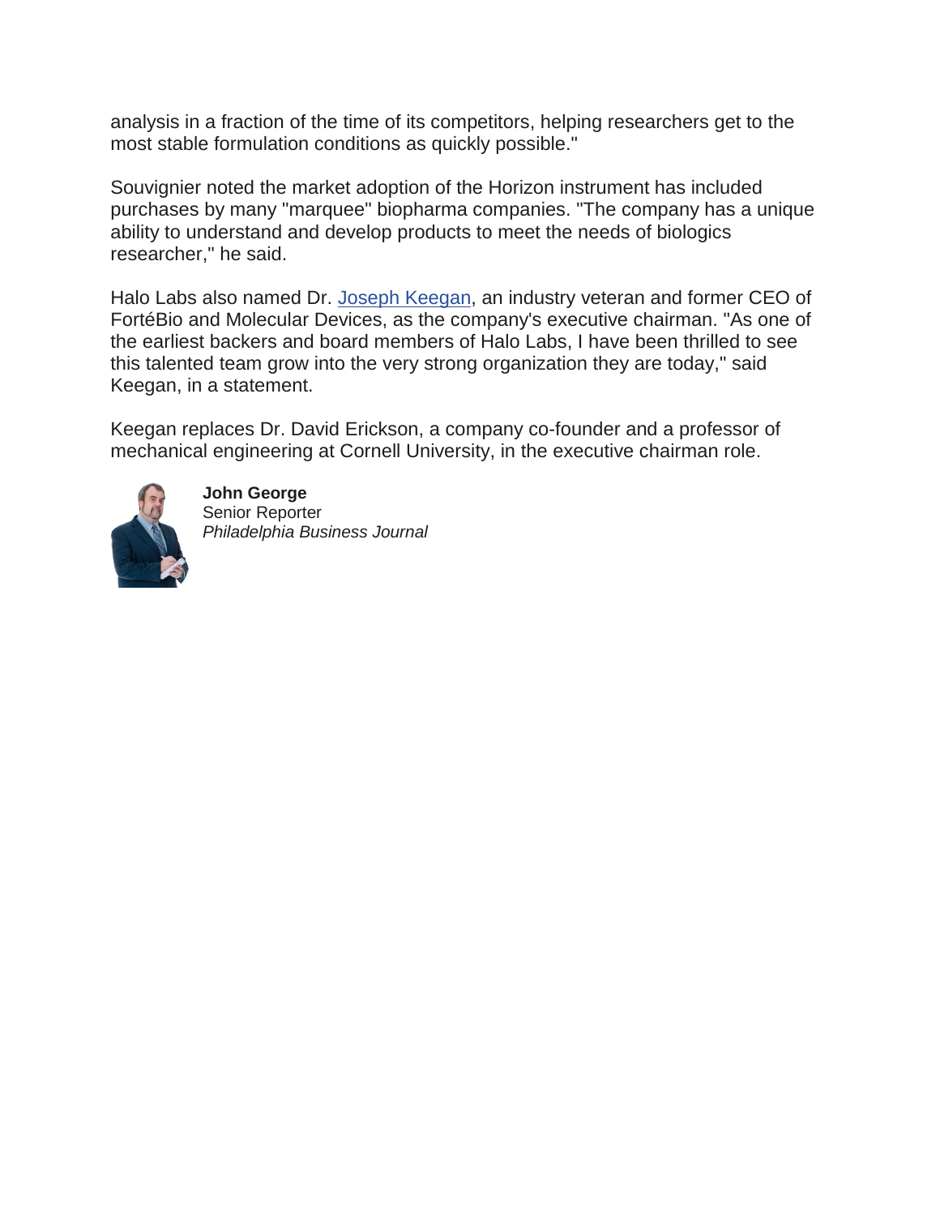analysis in a fraction of the time of its competitors, helping researchers get to the most stable formulation conditions as quickly possible."

Souvignier noted the market adoption of the Horizon instrument has included purchases by many "marquee" biopharma companies. "The company has a unique ability to understand and develop products to meet the needs of biologics researcher," he said.

Halo Labs also named Dr. Joseph Keegan, an industry veteran and former CEO of FortéBio and Molecular Devices, as the company's executive chairman. "As one of the earliest backers and board members of Halo Labs, I have been thrilled to see this talented team grow into the very strong organization they are today," said Keegan, in a statement.

Keegan replaces Dr. David Erickson, a company co-founder and a professor of mechanical engineering at Cornell University, in the executive chairman role.

**John George**
Senior Reporter
*Philadelphia Business Journal*